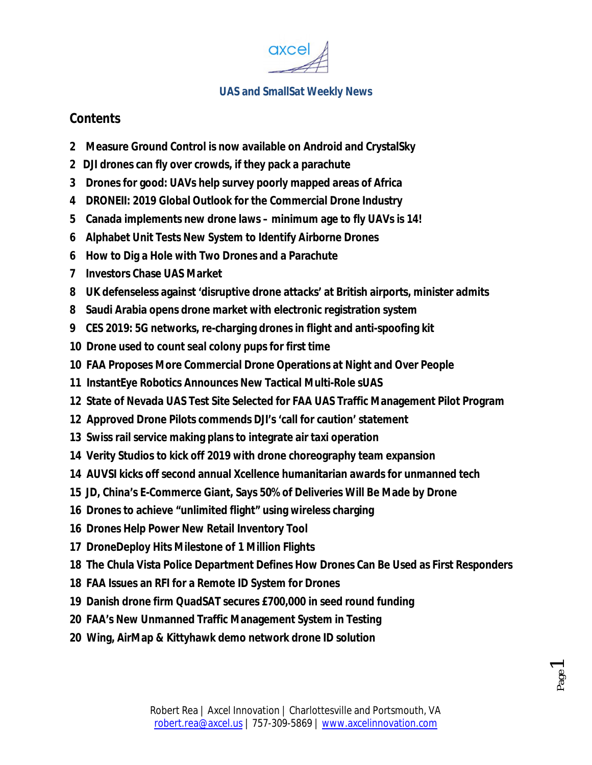axcel

**UAS and SmallSat Weekly News**

## Contents

- **2 Measure Ground Control is now available on Android and CrystalSky**
- **2 DJI drones can fly over crowds, if they pack a parachute**
- **3 Drones for good: UAVs help survey poorly mapped areas of Africa**
- **4 DRONEII: 2019 Global Outlook for the Commercial Drone Industry**
- **5 Canada implements new drone laws – minimum age to fly UAVs is 14!**
- **6 Alphabet Unit Tests New System to Identify Airborne Drones**
- **6 How to Dig a Hole with Two Drones and a Parachute**
- **7 Investors Chase UAS Market**
- **8 UK defenseless against 'disruptive drone attacks' at British airports, minister admits**
- **8 Saudi Arabia opens drone market with electronic registration system**
- **9 CES 2019: 5G networks, re-charging drones in flight and anti-spoofing kit**
- **10 Drone used to count seal colony pups for first time**
- **10 FAA Proposes More Commercial Drone Operations at Night and Over People**
- **11 InstantEye Robotics Announces New Tactical Multi-Role sUAS**
- **12 State of Nevada UAS Test Site Selected for FAA UAS Traffic Management Pilot Program**
- **12 Approved Drone Pilots commends DJI's 'call for caution' statement**
- **13 Swiss rail service making plans to integrate air taxi operation**
- **14 Verity Studios to kick off 2019 with drone choreography team expansion**
- **14 AUVSI kicks off second annual Xcellence humanitarian awards for unmanned tech**
- **15 JD, China's E-Commerce Giant, Says 50% of Deliveries Will Be Made by Drone**
- **16 Drones to achieve "unlimited flight" using wireless charging**
- **16 Drones Help Power New Retail Inventory Tool**
- **17 DroneDeploy Hits Milestone of 1 Million Flights**
- **18 The Chula Vista Police Department Defines How Drones Can Be Used as First Responders**
- **18 FAA Issues an RFI for a Remote ID System for Drones**
- **19 Danish drone firm QuadSAT secures £700,000 in seed round funding**
- **20 FAA's New Unmanned Traffic Management System in Testing**
- **20 Wing, AirMap & Kittyhawk demo network drone ID solution**

Robert Rea | Axcel Innovation | Charlottesville and Portsmouth, VA
robert.rea@axcel.us | 757-309-5869 | www.axcelinnovation.com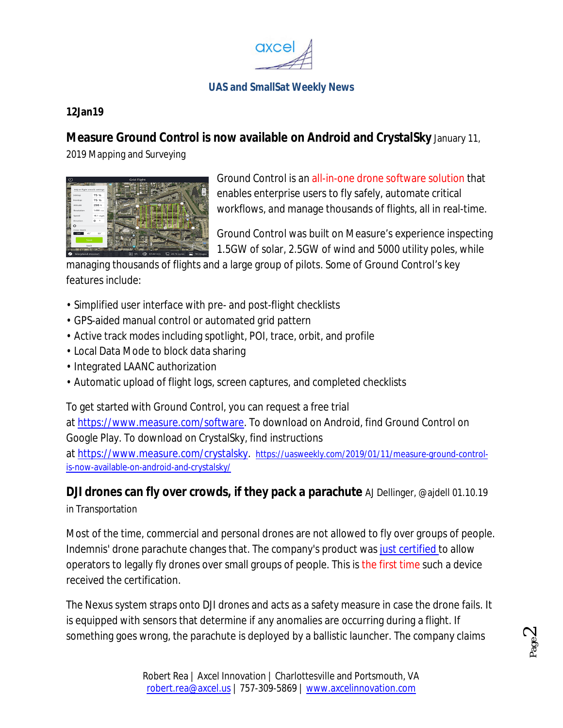UAS and SmallSat Weekly News

**12Jan19**

**Measure Ground Control is now available on Android and CrystalSky** January 11, 2019 Mapping and Surveying

Ground Control is an all-in-one drone software solution that enables enterprise users to fly safely, automate critical workflows, and manage thousands of flights, all in real-time.

Ground Control was built on Measure's experience inspecting 1.5GW of solar, 2.5GW of wind and 5000 utility poles, while managing thousands of flights and a large group of pilots. Some of Ground Control's key features include:

- Simplified user interface with pre- and post-flight checklists
- GPS-aided manual control or automated grid pattern
- Active track modes including spotlight, POI, trace, orbit, and profile
- Local Data Mode to block data sharing
- Integrated LAANC authorization
- Automatic upload of flight logs, screen captures, and completed checklists

To get started with Ground Control, you can request a free trial at https://www.measure.com/software. To download on Android, find Ground Control on Google Play. To download on CrystalSky, find instructions at https://www.measure.com/crystalsky. https://uasweekly.com/2019/01/11/measure-ground-control-is-now-available-on-android-and-crystalsky/

**DJI drones can fly over crowds, if they pack a parachute** AJ Dellinger, @ajdell 01.10.19 in Transportation

Most of the time, commercial and personal drones are not allowed to fly over groups of people. Indemnis' drone parachute changes that. The company's product was just certified to allow operators to legally fly drones over small groups of people. This is the first time such a device received the certification.

The Nexus system straps onto DJI drones and acts as a safety measure in case the drone fails. It is equipped with sensors that determine if any anomalies are occurring during a flight. If something goes wrong, the parachute is deployed by a ballistic launcher. The company claims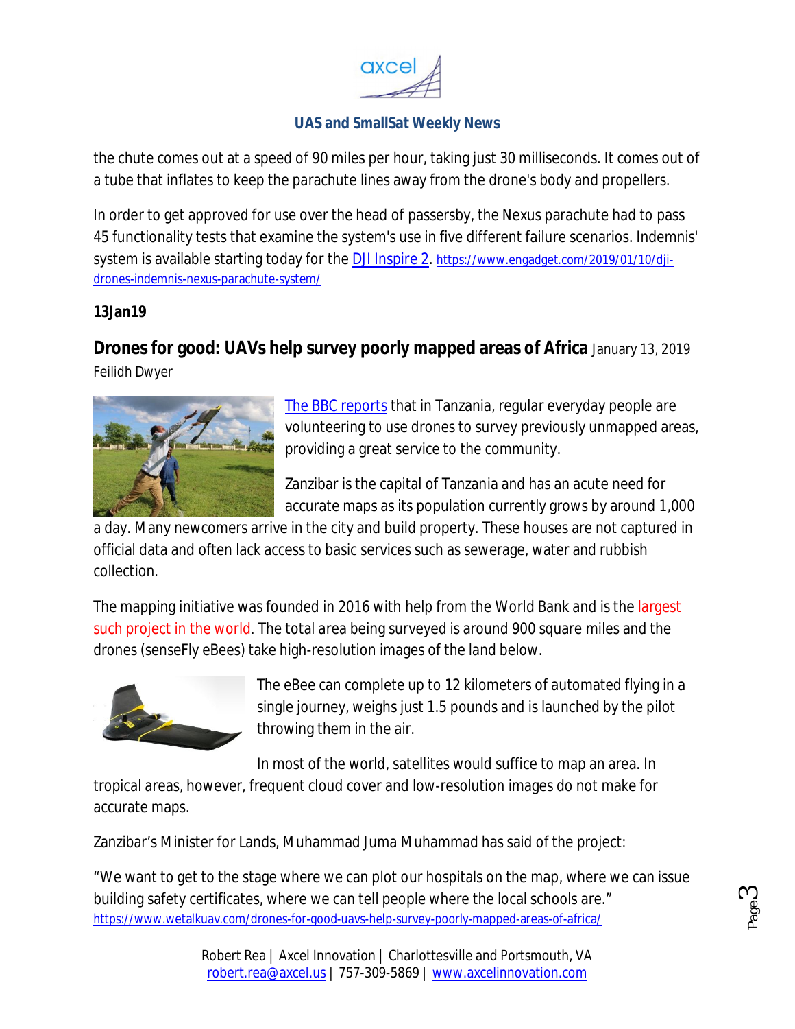the chute comes out at a speed of 90 miles per hour, taking just 30 milliseconds. It comes out of a tube that inflates to keep the parachute lines away from the drone's body and propellers.

In order to get approved for use over the head of passersby, the Nexus parachute had to pass 45 functionality tests that examine the system's use in five different failure scenarios. Indemnis' system is available starting today for the DJI Inspire 2. https://www.engadget.com/2019/01/10/dji-drones-indemnis-nexus-parachute-system/

**13Jan19**

**Drones for good: UAVs help survey poorly mapped areas of Africa** January 13, 2019
Feilidh Dwyer

The BBC reports that in Tanzania, regular everyday people are volunteering to use drones to survey previously unmapped areas, providing a great service to the community.

Zanzibar is the capital of Tanzania and has an acute need for accurate maps as its population currently grows by around 1,000 a day. Many newcomers arrive in the city and build property. These houses are not captured in official data and often lack access to basic services such as sewerage, water and rubbish collection.

The mapping initiative was founded in 2016 with help from the World Bank and is the largest such project in the world. The total area being surveyed is around 900 square miles and the drones (senseFly eBees) take high-resolution images of the land below.

The eBee can complete up to 12 kilometers of automated flying in a single journey, weighs just 1.5 pounds and is launched by the pilot throwing them in the air.

In most of the world, satellites would suffice to map an area. In tropical areas, however, frequent cloud cover and low-resolution images do not make for accurate maps.

Zanzibar's Minister for Lands, Muhammad Juma Muhammad has said of the project:

"We want to get to the stage where we can plot our hospitals on the map, where we can issue building safety certificates, where we can tell people where the local schools are."
https://www.wetalkuav.com/drones-for-good-uavs-help-survey-poorly-mapped-areas-of-africa/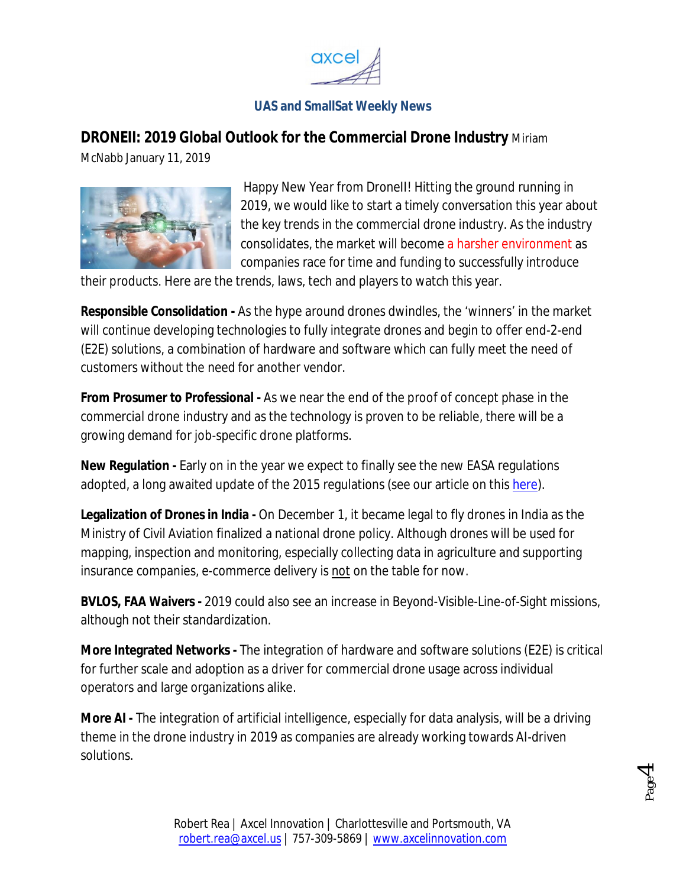## DRONEII: 2019 Global Outlook for the Commercial Drone Industry

Miriam McNabb January 11, 2019

Happy New Year from DroneII! Hitting the ground running in 2019, we would like to start a timely conversation this year about the key trends in the commercial drone industry. As the industry consolidates, the market will become a harsher environment as companies race for time and funding to successfully introduce their products. Here are the trends, laws, tech and players to watch this year.

**Responsible Consolidation -** As the hype around drones dwindles, the 'winners' in the market will continue developing technologies to fully integrate drones and begin to offer end-2-end (E2E) solutions, a combination of hardware and software which can fully meet the need of customers without the need for another vendor.

**From Prosumer to Professional -** As we near the end of the proof of concept phase in the commercial drone industry and as the technology is proven to be reliable, there will be a growing demand for job-specific drone platforms.

**New Regulation -** Early on in the year we expect to finally see the new EASA regulations adopted, a long awaited update of the 2015 regulations (see our article on this here).

**Legalization of Drones in India -** On December 1, it became legal to fly drones in India as the Ministry of Civil Aviation finalized a national drone policy. Although drones will be used for mapping, inspection and monitoring, especially collecting data in agriculture and supporting insurance companies, e-commerce delivery is not on the table for now.

**BVLOS, FAA Waivers -** 2019 could also see an increase in Beyond-Visible-Line-of-Sight missions, although not their standardization.

**More Integrated Networks -** The integration of hardware and software solutions (E2E) is critical for further scale and adoption as a driver for commercial drone usage across individual operators and large organizations alike.

**More AI -** The integration of artificial intelligence, especially for data analysis, will be a driving theme in the drone industry in 2019 as companies are already working towards AI-driven solutions.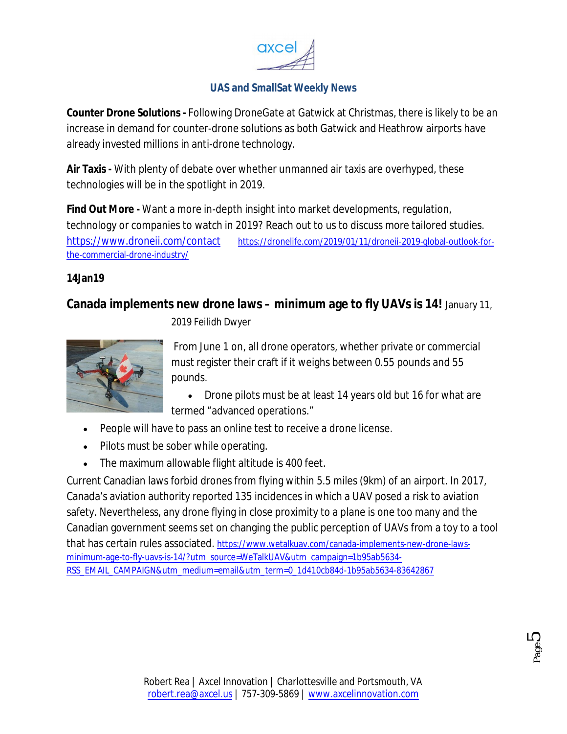**Counter Drone Solutions -** Following DroneGate at Gatwick at Christmas, there is likely to be an increase in demand for counter-drone solutions as both Gatwick and Heathrow airports have already invested millions in anti-drone technology.

**Air Taxis -** With plenty of debate over whether unmanned air taxis are overhyped, these technologies will be in the spotlight in 2019.

**Find Out More -** Want a more in-depth insight into market developments, regulation, technology or companies to watch in 2019? Reach out to us to discuss more tailored studies. https://www.droneii.com/contact https://dronelife.com/2019/01/11/droneii-2019-global-outlook-for-the-commercial-drone-industry/

**14Jan19**

**Canada implements new drone laws – minimum age to fly UAVs is 14!** January 11, 2019 Feilidh Dwyer

From June 1 on, all drone operators, whether private or commercial must register their craft if it weighs between 0.55 pounds and 55 pounds.

- Drone pilots must be at least 14 years old but 16 for what are termed "advanced operations."
- People will have to pass an online test to receive a drone license.
- Pilots must be sober while operating.
- The maximum allowable flight altitude is 400 feet.

Current Canadian laws forbid drones from flying within 5.5 miles (9km) of an airport. In 2017, Canada's aviation authority reported 135 incidences in which a UAV posed a risk to aviation safety. Nevertheless, any drone flying in close proximity to a plane is one too many and the Canadian government seems set on changing the public perception of UAVs from a toy to a tool that has certain rules associated. https://www.wetalkuav.com/canada-implements-new-drone-laws-minimum-age-to-fly-uavs-is-14/?utm_source=WeTalkUAV&utm_campaign=1b95ab5634-RSS_EMAIL_CAMPAIGN&utm_medium=email&utm_term=0_1d410cb84d-1b95ab5634-83642867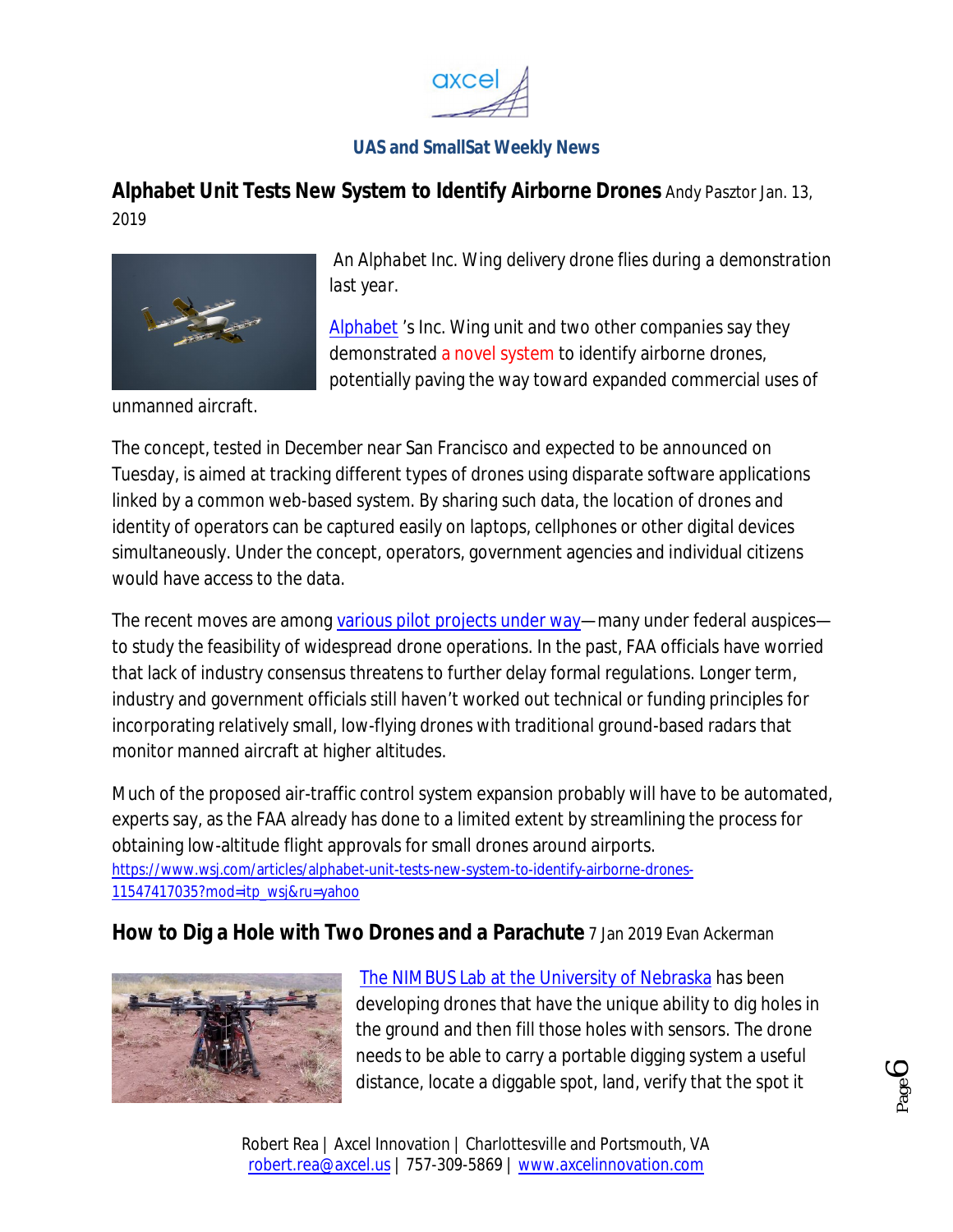## Alphabet Unit Tests New System to Identify Airborne Drones

Andy Pasztor Jan. 13, 2019

*An Alphabet Inc. Wing delivery drone flies during a demonstration last year.*

Alphabet 's Inc. Wing unit and two other companies say they demonstrated a novel system to identify airborne drones, potentially paving the way toward expanded commercial uses of unmanned aircraft.

The concept, tested in December near San Francisco and expected to be announced on Tuesday, is aimed at tracking different types of drones using disparate software applications linked by a common web-based system. By sharing such data, the location of drones and identity of operators can be captured easily on laptops, cellphones or other digital devices simultaneously. Under the concept, operators, government agencies and individual citizens would have access to the data.

The recent moves are among various pilot projects under way—many under federal auspices—to study the feasibility of widespread drone operations. In the past, FAA officials have worried that lack of industry consensus threatens to further delay formal regulations. Longer term, industry and government officials still haven't worked out technical or funding principles for incorporating relatively small, low-flying drones with traditional ground-based radars that monitor manned aircraft at higher altitudes.

Much of the proposed air-traffic control system expansion probably will have to be automated, experts say, as the FAA already has done to a limited extent by streamlining the process for obtaining low-altitude flight approvals for small drones around airports.

https://www.wsj.com/articles/alphabet-unit-tests-new-system-to-identify-airborne-drones-11547417035?mod=itp_wsj&ru=yahoo

## How to Dig a Hole with Two Drones and a Parachute

7 Jan 2019 Evan Ackerman

The NIMBUS Lab at the University of Nebraska has been developing drones that have the unique ability to dig holes in the ground and then fill those holes with sensors. The drone needs to be able to carry a portable digging system a useful distance, locate a diggable spot, land, verify that the spot it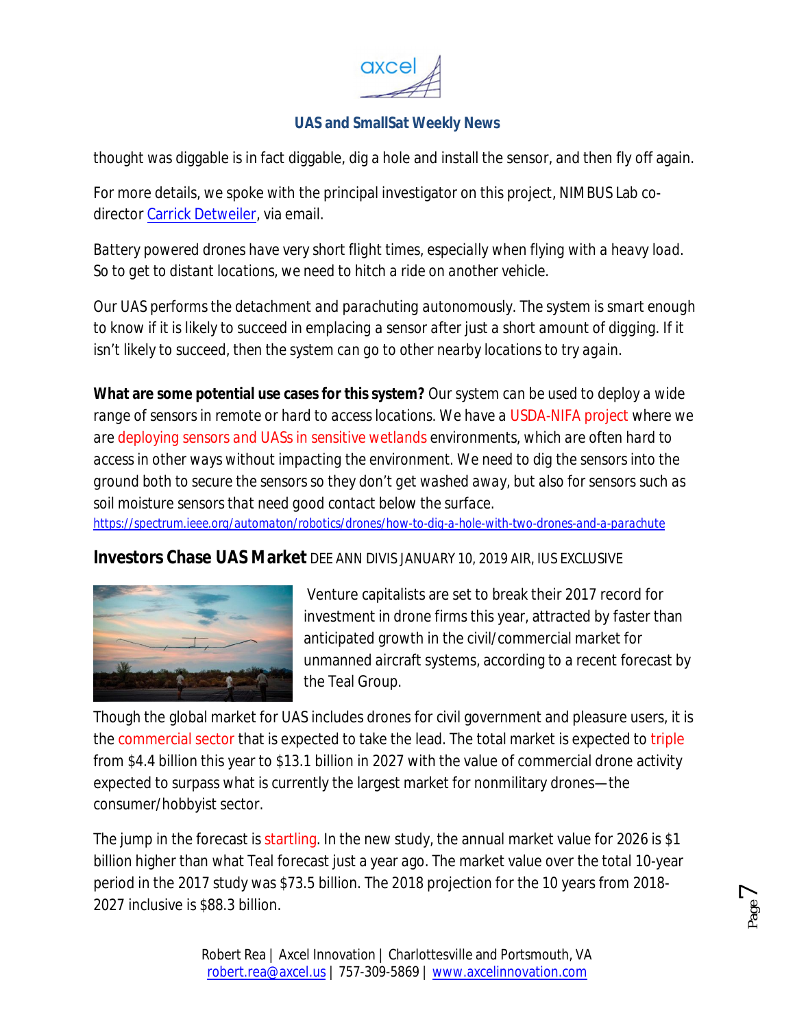thought was diggable is in fact diggable, dig a hole and install the sensor, and then fly off again.

For more details, we spoke with the principal investigator on this project, NIMBUS Lab co-director Carrick Detweiler, via email.

*Battery powered drones have very short flight times, especially when flying with a heavy load. So to get to distant locations, we need to hitch a ride on another vehicle.*

*Our UAS performs the detachment and parachuting autonomously. The system is smart enough to know if it is likely to succeed in emplacing a sensor after just a short amount of digging. If it isn't likely to succeed, then the system can go to other nearby locations to try again.*

**What are some potential use cases for this system?** *Our system can be used to deploy a wide range of sensors in remote or hard to access locations. We have a USDA-NIFA project where we are deploying sensors and UASs in sensitive wetlands environments, which are often hard to access in other ways without impacting the environment. We need to dig the sensors into the ground both to secure the sensors so they don't get washed away, but also for sensors such as soil moisture sensors that need good contact below the surface.*

https://spectrum.ieee.org/automaton/robotics/drones/how-to-dig-a-hole-with-two-drones-and-a-parachute

## Investors Chase UAS Market

DEE ANN DIVIS JANUARY 10, 2019 AIR, IUS EXCLUSIVE

Venture capitalists are set to break their 2017 record for investment in drone firms this year, attracted by faster than anticipated growth in the civil/commercial market for unmanned aircraft systems, according to a recent forecast by the Teal Group.

Though the global market for UAS includes drones for civil government and pleasure users, it is the commercial sector that is expected to take the lead. The total market is expected to triple from $4.4 billion this year to $13.1 billion in 2027 with the value of commercial drone activity expected to surpass what is currently the largest market for nonmilitary drones—the consumer/hobbyist sector.

The jump in the forecast is startling. In the new study, the annual market value for 2026 is $1 billion higher than what Teal forecast just a year ago. The market value over the total 10-year period in the 2017 study was $73.5 billion. The 2018 projection for the 10 years from 2018-2027 inclusive is $88.3 billion.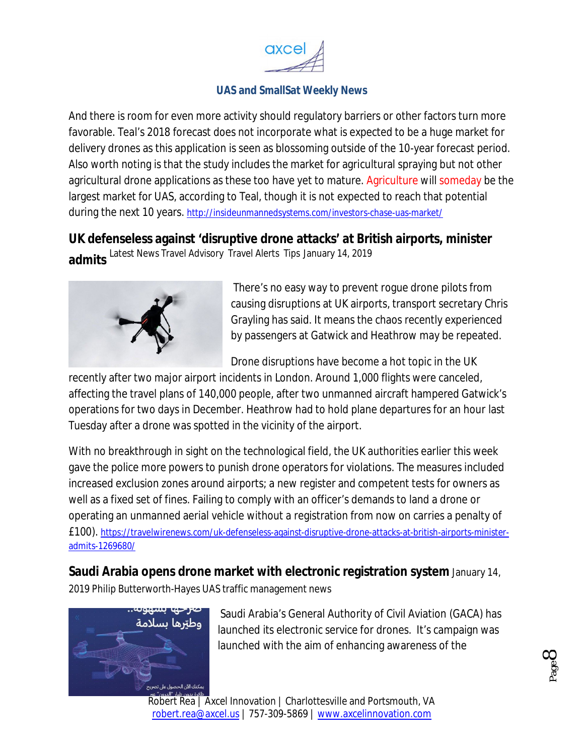And there is room for even more activity should regulatory barriers or other factors turn more favorable. Teal's 2018 forecast does not incorporate what is expected to be a huge market for delivery drones as this application is seen as blossoming outside of the 10-year forecast period. Also worth noting is that the study includes the market for agricultural spraying but not other agricultural drone applications as these too have yet to mature. Agriculture will someday be the largest market for UAS, according to Teal, though it is not expected to reach that potential during the next 10 years. http://insideunmannedsystems.com/investors-chase-uas-market/

## UK defenseless against 'disruptive drone attacks' at British airports, minister admits

Latest News Travel Advisory Travel Alerts Tips January 14, 2019

There's no easy way to prevent rogue drone pilots from causing disruptions at UK airports, transport secretary Chris Grayling has said. It means the chaos recently experienced by passengers at Gatwick and Heathrow may be repeated.

Drone disruptions have become a hot topic in the UK recently after two major airport incidents in London. Around 1,000 flights were canceled, affecting the travel plans of 140,000 people, after two unmanned aircraft hampered Gatwick's operations for two days in December. Heathrow had to hold plane departures for an hour last Tuesday after a drone was spotted in the vicinity of the airport.

With no breakthrough in sight on the technological field, the UK authorities earlier this week gave the police more powers to punish drone operators for violations. The measures included increased exclusion zones around airports; a new register and competent tests for owners as well as a fixed set of fines. Failing to comply with an officer's demands to land a drone or operating an unmanned aerial vehicle without a registration from now on carries a penalty of £100). https://travelwirenews.com/uk-defenseless-against-disruptive-drone-attacks-at-british-airports-minister-admits-1269680/

## Saudi Arabia opens drone market with electronic registration system

January 14, 2019 Philip Butterworth-Hayes UAS traffic management news

Saudi Arabia's General Authority of Civil Aviation (GACA) has launched its electronic service for drones. It's campaign was launched with the aim of enhancing awareness of the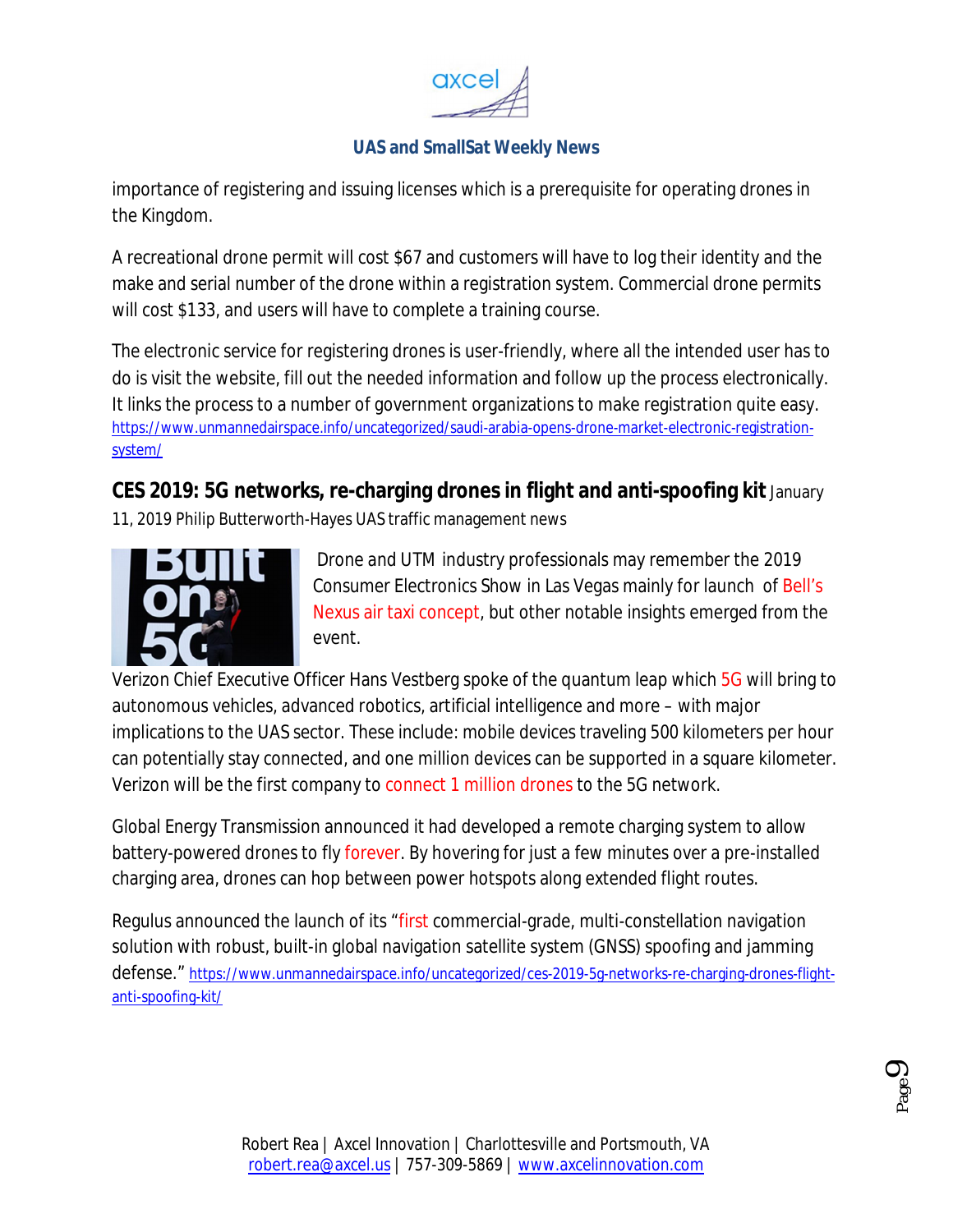importance of registering and issuing licenses which is a prerequisite for operating drones in the Kingdom.

A recreational drone permit will cost $67 and customers will have to log their identity and the make and serial number of the drone within a registration system. Commercial drone permits will cost $133, and users will have to complete a training course.

The electronic service for registering drones is user-friendly, where all the intended user has to do is visit the website, fill out the needed information and follow up the process electronically. It links the process to a number of government organizations to make registration quite easy. https://www.unmannedairspace.info/uncategorized/saudi-arabia-opens-drone-market-electronic-registration-system/

**CES 2019: 5G networks, re-charging drones in flight and anti-spoofing kit** January 11, 2019 Philip Butterworth-Hayes UAS traffic management news

Drone and UTM industry professionals may remember the 2019 Consumer Electronics Show in Las Vegas mainly for launch of Bell's Nexus air taxi concept, but other notable insights emerged from the event.

Verizon Chief Executive Officer Hans Vestberg spoke of the quantum leap which 5G will bring to autonomous vehicles, advanced robotics, artificial intelligence and more – with major implications to the UAS sector. These include: mobile devices traveling 500 kilometers per hour can potentially stay connected, and one million devices can be supported in a square kilometer. Verizon will be the first company to connect 1 million drones to the 5G network.

Global Energy Transmission announced it had developed a remote charging system to allow battery-powered drones to fly forever. By hovering for just a few minutes over a pre-installed charging area, drones can hop between power hotspots along extended flight routes.

Regulus announced the launch of its "first commercial-grade, multi-constellation navigation solution with robust, built-in global navigation satellite system (GNSS) spoofing and jamming defense." https://www.unmannedairspace.info/uncategorized/ces-2019-5g-networks-re-charging-drones-flight-anti-spoofing-kit/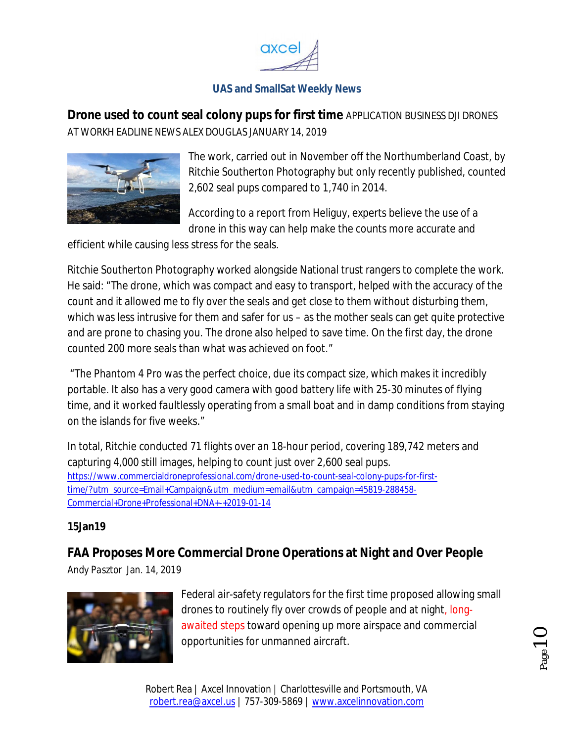## Drone used to count seal colony pups for first time

APPLICATION BUSINESS DJI DRONES AT WORKH EADLINE NEWS ALEX DOUGLAS JANUARY 14, 2019

The work, carried out in November off the Northumberland Coast, by Ritchie Southerton Photography but only recently published, counted 2,602 seal pups compared to 1,740 in 2014.

According to a report from Heliguy, experts believe the use of a drone in this way can help make the counts more accurate and efficient while causing less stress for the seals.

Ritchie Southerton Photography worked alongside National trust rangers to complete the work. He said: "The drone, which was compact and easy to transport, helped with the accuracy of the count and it allowed me to fly over the seals and get close to them without disturbing them, which was less intrusive for them and safer for us – as the mother seals can get quite protective and are prone to chasing you. The drone also helped to save time. On the first day, the drone counted 200 more seals than what was achieved on foot."

"The Phantom 4 Pro was the perfect choice, due its compact size, which makes it incredibly portable. It also has a very good camera with good battery life with 25-30 minutes of flying time, and it worked faultlessly operating from a small boat and in damp conditions from staying on the islands for five weeks."

In total, Ritchie conducted 71 flights over an 18-hour period, covering 189,742 meters and capturing 4,000 still images, helping to count just over 2,600 seal pups.

https://www.commercialdroneprofessional.com/drone-used-to-count-seal-colony-pups-for-first-time/?utm_source=Email+Campaign&utm_medium=email&utm_campaign=45819-288458-Commercial+Drone+Professional+DNA+-+2019-01-14

**15Jan19**

## FAA Proposes More Commercial Drone Operations at Night and Over People

*Andy Pasztor* Jan. 14, 2019

Federal air-safety regulators for the first time proposed allowing small drones to routinely fly over crowds of people and at night, long-awaited steps toward opening up more airspace and commercial opportunities for unmanned aircraft.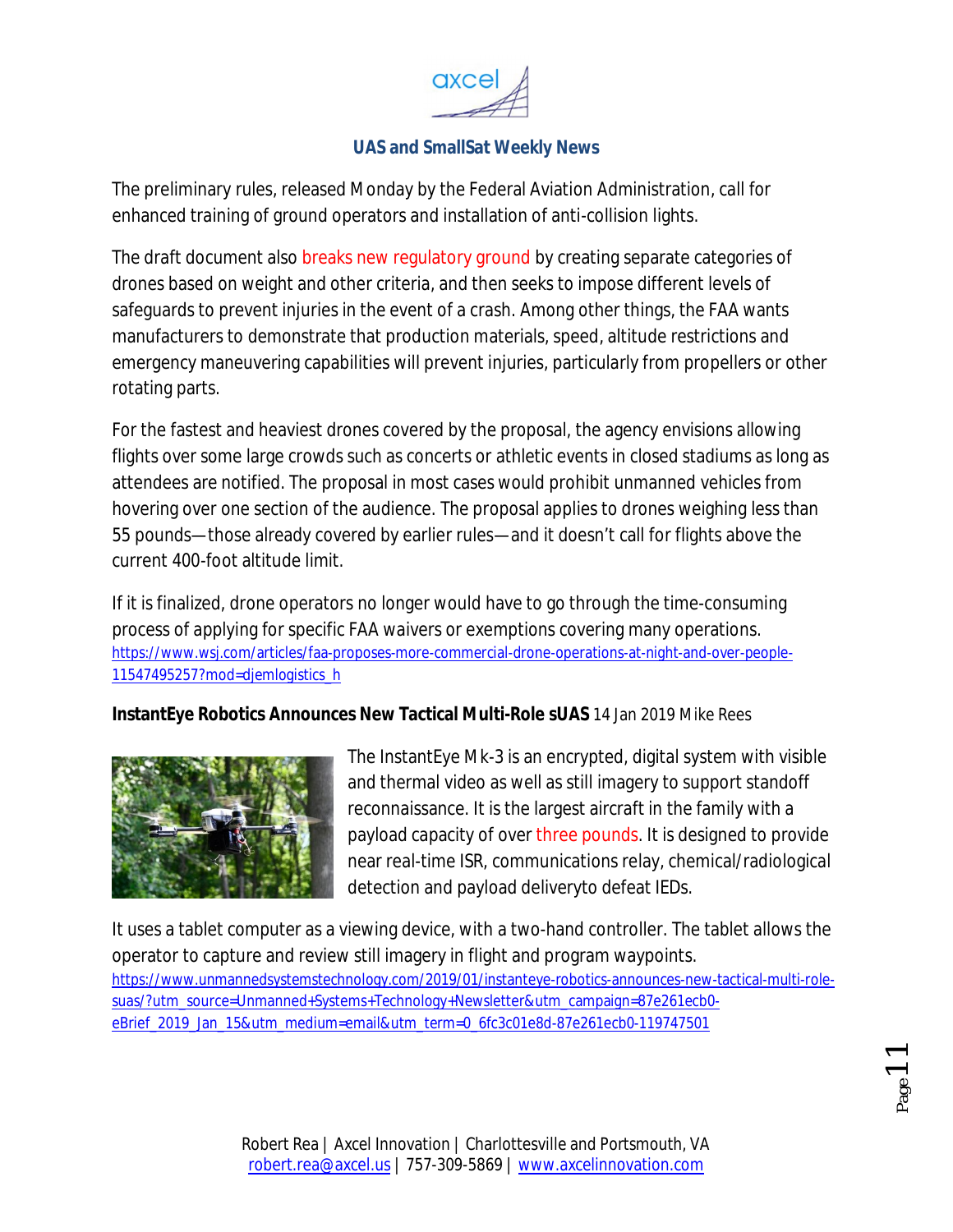The preliminary rules, released Monday by the Federal Aviation Administration, call for enhanced training of ground operators and installation of anti-collision lights.

The draft document also breaks new regulatory ground by creating separate categories of drones based on weight and other criteria, and then seeks to impose different levels of safeguards to prevent injuries in the event of a crash. Among other things, the FAA wants manufacturers to demonstrate that production materials, speed, altitude restrictions and emergency maneuvering capabilities will prevent injuries, particularly from propellers or other rotating parts.

For the fastest and heaviest drones covered by the proposal, the agency envisions allowing flights over some large crowds such as concerts or athletic events in closed stadiums as long as attendees are notified. The proposal in most cases would prohibit unmanned vehicles from hovering over one section of the audience. The proposal applies to drones weighing less than 55 pounds—those already covered by earlier rules—and it doesn't call for flights above the current 400-foot altitude limit.

If it is finalized, drone operators no longer would have to go through the time-consuming process of applying for specific FAA waivers or exemptions covering many operations. https://www.wsj.com/articles/faa-proposes-more-commercial-drone-operations-at-night-and-over-people-11547495257?mod=djemlogistics_h

**InstantEye Robotics Announces New Tactical Multi-Role sUAS** 14 Jan 2019 Mike Rees

The InstantEye Mk-3 is an encrypted, digital system with visible and thermal video as well as still imagery to support standoff reconnaissance. It is the largest aircraft in the family with a payload capacity of over three pounds. It is designed to provide near real-time ISR, communications relay, chemical/radiological detection and payload deliveryto defeat IEDs.

It uses a tablet computer as a viewing device, with a two-hand controller. The tablet allows the operator to capture and review still imagery in flight and program waypoints. https://www.unmannedsystemstechnology.com/2019/01/instanteye-robotics-announces-new-tactical-multi-role-suas/?utm_source=Unmanned+Systems+Technology+Newsletter&utm_campaign=87e261ecb0-eBrief_2019_Jan_15&utm_medium=email&utm_term=0_6fc3c01e8d-87e261ecb0-119747501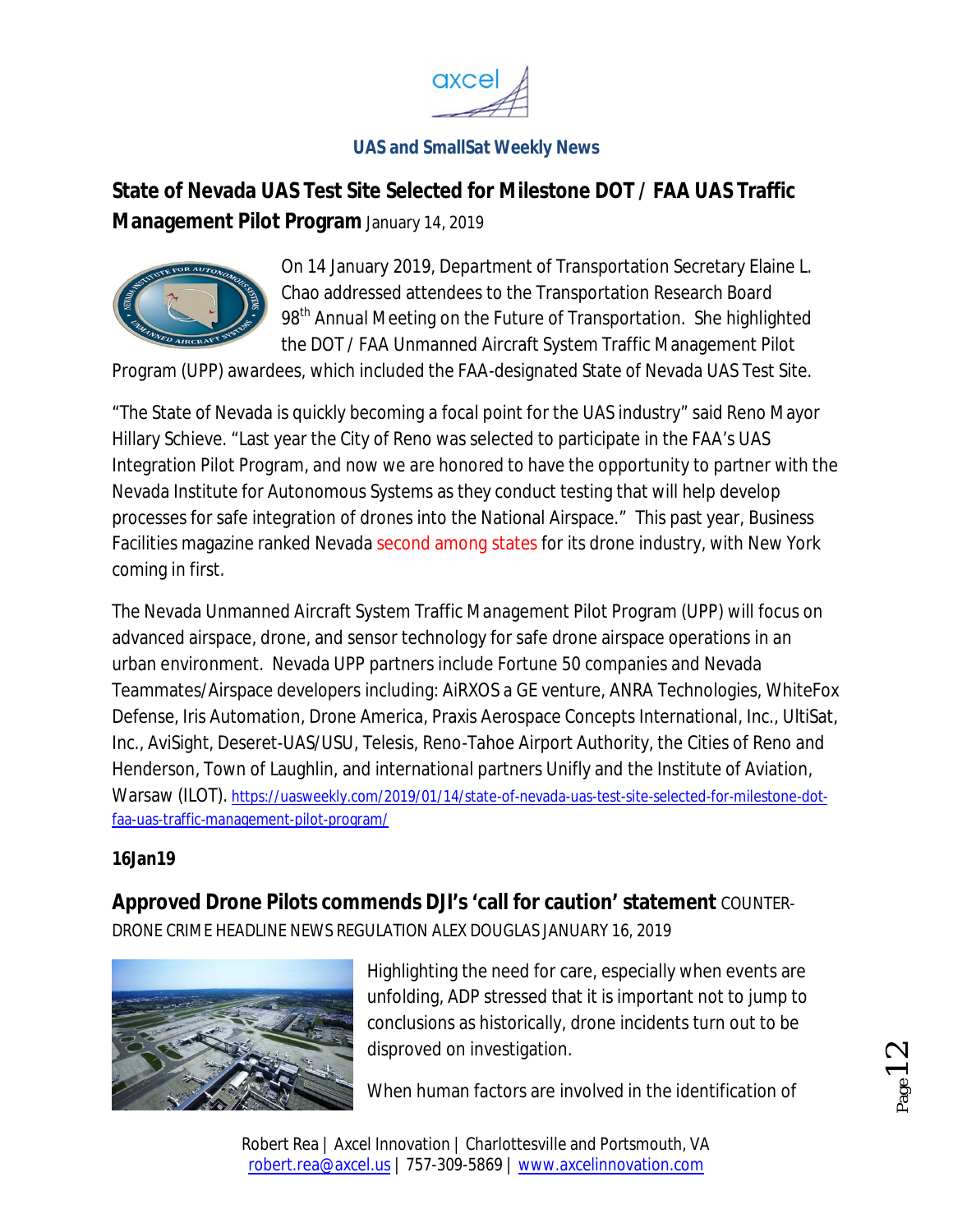## State of Nevada UAS Test Site Selected for Milestone DOT / FAA UAS Traffic Management Pilot Program

January 14, 2019

On 14 January 2019, Department of Transportation Secretary Elaine L. Chao addressed attendees to the Transportation Research Board 98th Annual Meeting on the Future of Transportation. She highlighted the DOT / FAA Unmanned Aircraft System Traffic Management Pilot Program (UPP) awardees, which included the FAA-designated State of Nevada UAS Test Site.

"The State of Nevada is quickly becoming a focal point for the UAS industry" said Reno Mayor Hillary Schieve. "Last year the City of Reno was selected to participate in the FAA's UAS Integration Pilot Program, and now we are honored to have the opportunity to partner with the Nevada Institute for Autonomous Systems as they conduct testing that will help develop processes for safe integration of drones into the National Airspace." This past year, Business Facilities magazine ranked Nevada second among states for its drone industry, with New York coming in first.

The Nevada Unmanned Aircraft System Traffic Management Pilot Program (UPP) will focus on advanced airspace, drone, and sensor technology for safe drone airspace operations in an urban environment. Nevada UPP partners include Fortune 50 companies and Nevada Teammates/Airspace developers including: AiRXOS a GE venture, ANRA Technologies, WhiteFox Defense, Iris Automation, Drone America, Praxis Aerospace Concepts International, Inc., UltiSat, Inc., AviSight, Deseret-UAS/USU, Telesis, Reno-Tahoe Airport Authority, the Cities of Reno and Henderson, Town of Laughlin, and international partners Unifly and the Institute of Aviation, Warsaw (ILOT). https://uasweekly.com/2019/01/14/state-of-nevada-uas-test-site-selected-for-milestone-dot-faa-uas-traffic-management-pilot-program/

**16Jan19**

## Approved Drone Pilots commends DJI's 'call for caution' statement

COUNTER-DRONE CRIME HEADLINE NEWS REGULATION ALEX DOUGLAS JANUARY 16, 2019

Highlighting the need for care, especially when events are unfolding, ADP stressed that it is important not to jump to conclusions as historically, drone incidents turn out to be disproved on investigation.

When human factors are involved in the identification of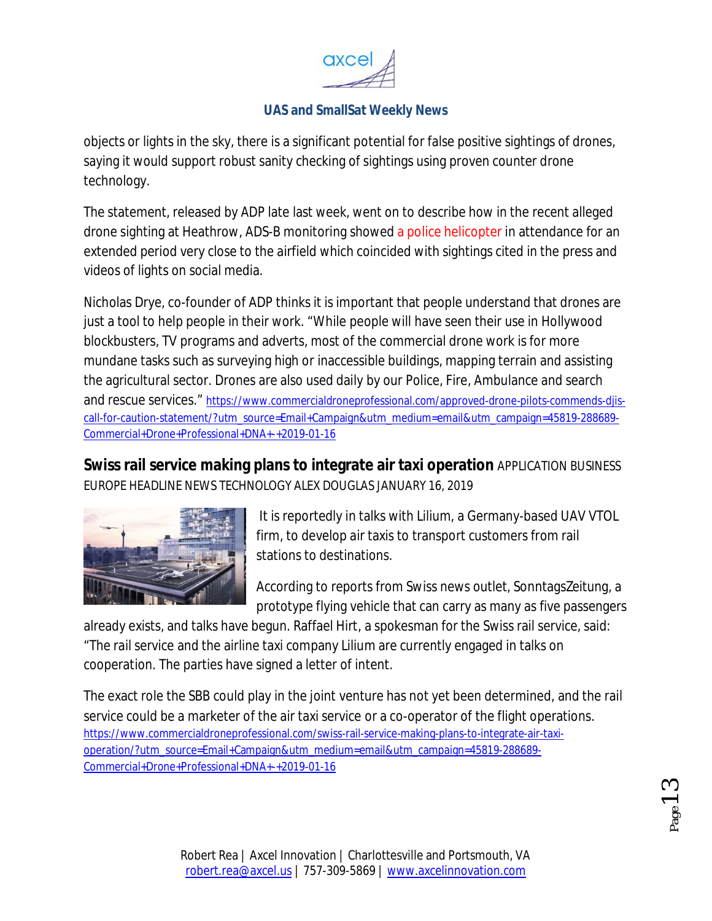objects or lights in the sky, there is a significant potential for false positive sightings of drones, saying it would support robust sanity checking of sightings using proven counter drone technology.

The statement, released by ADP late last week, went on to describe how in the recent alleged drone sighting at Heathrow, ADS-B monitoring showed a police helicopter in attendance for an extended period very close to the airfield which coincided with sightings cited in the press and videos of lights on social media.

Nicholas Drye, co-founder of ADP thinks it is important that people understand that drones are just a tool to help people in their work. "While people will have seen their use in Hollywood blockbusters, TV programs and adverts, most of the commercial drone work is for more mundane tasks such as surveying high or inaccessible buildings, mapping terrain and assisting the agricultural sector. Drones are also used daily by our Police, Fire, Ambulance and search and rescue services." https://www.commercialdroneprofessional.com/approved-drone-pilots-commends-djis-call-for-caution-statement/?utm_source=Email+Campaign&utm_medium=email&utm_campaign=45819-288689-Commercial+Drone+Professional+DNA+-+2019-01-16

**Swiss rail service making plans to integrate air taxi operation** APPLICATION BUSINESS EUROPE HEADLINE NEWS TECHNOLOGY ALEX DOUGLAS JANUARY 16, 2019

It is reportedly in talks with Lilium, a Germany-based UAV VTOL firm, to develop air taxis to transport customers from rail stations to destinations.

According to reports from Swiss news outlet, SonntagsZeitung, a prototype flying vehicle that can carry as many as five passengers already exists, and talks have begun. Raffael Hirt, a spokesman for the Swiss rail service, said: "The rail service and the airline taxi company Lilium are currently engaged in talks on cooperation. The parties have signed a letter of intent.

The exact role the SBB could play in the joint venture has not yet been determined, and the rail service could be a marketer of the air taxi service or a co-operator of the flight operations. https://www.commercialdroneprofessional.com/swiss-rail-service-making-plans-to-integrate-air-taxi-operation/?utm_source=Email+Campaign&utm_medium=email&utm_campaign=45819-288689-Commercial+Drone+Professional+DNA+-+2019-01-16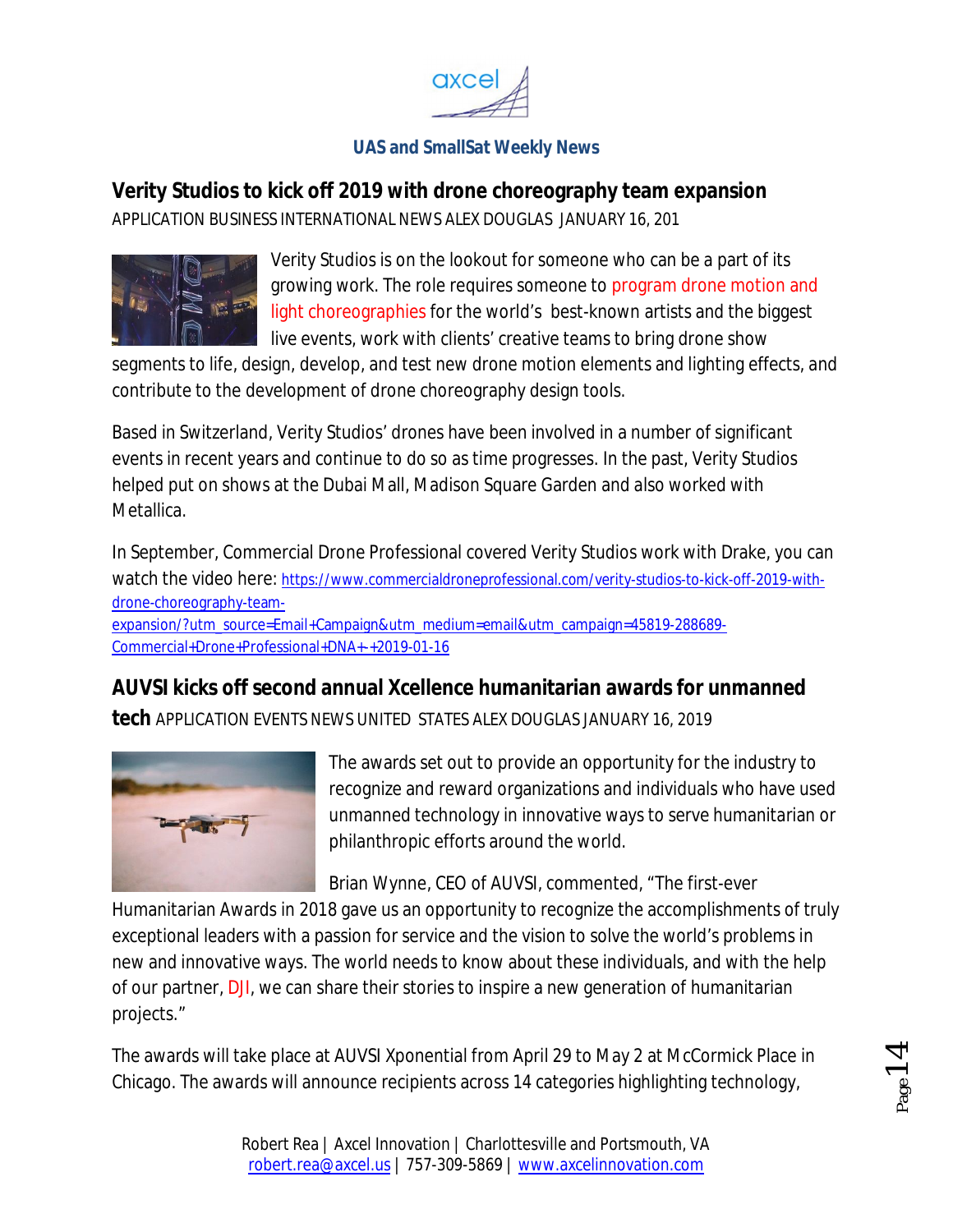## Verity Studios to kick off 2019 with drone choreography team expansion

APPLICATION BUSINESS INTERNATIONAL NEWS ALEX DOUGLAS JANUARY 16, 201

Verity Studios is on the lookout for someone who can be a part of its growing work. The role requires someone to program drone motion and light choreographies for the world's best-known artists and the biggest live events, work with clients' creative teams to bring drone show segments to life, design, develop, and test new drone motion elements and lighting effects, and contribute to the development of drone choreography design tools.

Based in Switzerland, Verity Studios' drones have been involved in a number of significant events in recent years and continue to do so as time progresses. In the past, Verity Studios helped put on shows at the Dubai Mall, Madison Square Garden and also worked with Metallica.

In September, Commercial Drone Professional covered Verity Studios work with Drake, you can watch the video here: https://www.commercialdroneprofessional.com/verity-studios-to-kick-off-2019-with-drone-choreography-team-expansion/?utm_source=Email+Campaign&utm_medium=email&utm_campaign=45819-288689-Commercial+Drone+Professional+DNA+-+2019-01-16

## AUVSI kicks off second annual Xcellence humanitarian awards for unmanned tech

APPLICATION EVENTS NEWS UNITED STATES ALEX DOUGLAS JANUARY 16, 2019

The awards set out to provide an opportunity for the industry to recognize and reward organizations and individuals who have used unmanned technology in innovative ways to serve humanitarian or philanthropic efforts around the world.

Brian Wynne, CEO of AUVSI, commented, "The first-ever Humanitarian Awards in 2018 gave us an opportunity to recognize the accomplishments of truly exceptional leaders with a passion for service and the vision to solve the world's problems in new and innovative ways. The world needs to know about these individuals, and with the help of our partner, DJI, we can share their stories to inspire a new generation of humanitarian projects."

The awards will take place at AUVSI Xponential from April 29 to May 2 at McCormick Place in Chicago. The awards will announce recipients across 14 categories highlighting technology,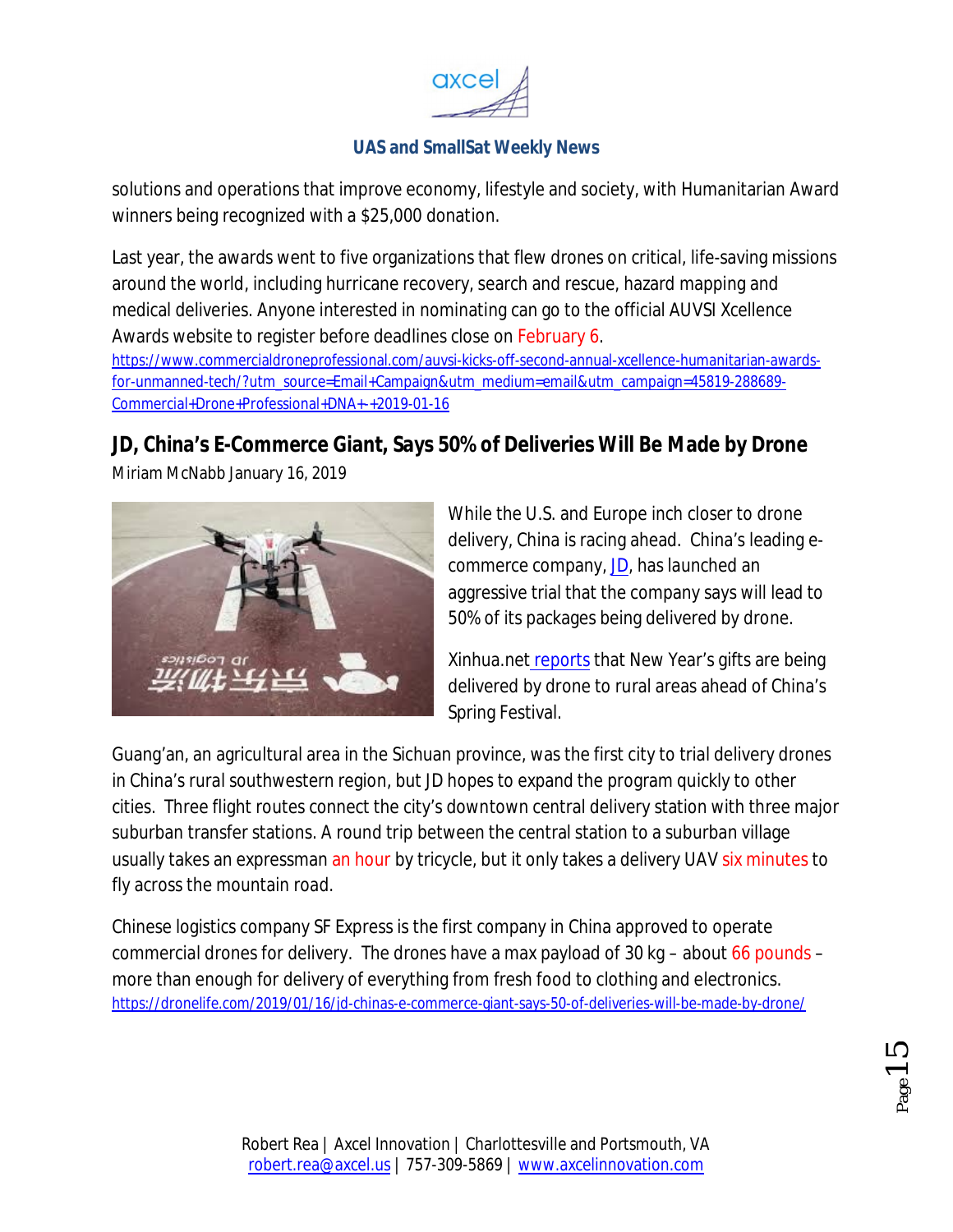solutions and operations that improve economy, lifestyle and society, with Humanitarian Award winners being recognized with a $25,000 donation.

Last year, the awards went to five organizations that flew drones on critical, life-saving missions around the world, including hurricane recovery, search and rescue, hazard mapping and medical deliveries. Anyone interested in nominating can go to the official AUVSI Xcellence Awards website to register before deadlines close on February 6.
https://www.commercialdroneprofessional.com/auvsi-kicks-off-second-annual-xcellence-humanitarian-awards-for-unmanned-tech/?utm_source=Email+Campaign&utm_medium=email&utm_campaign=45819-288689-Commercial+Drone+Professional+DNA+-+2019-01-16

## JD, China's E-Commerce Giant, Says 50% of Deliveries Will Be Made by Drone

Miriam McNabb January 16, 2019

While the U.S. and Europe inch closer to drone delivery, China is racing ahead. China's leading e-commerce company, JD, has launched an aggressive trial that the company says will lead to 50% of its packages being delivered by drone.

Xinhua.net reports that New Year's gifts are being delivered by drone to rural areas ahead of China's Spring Festival.

Guang'an, an agricultural area in the Sichuan province, was the first city to trial delivery drones in China's rural southwestern region, but JD hopes to expand the program quickly to other cities. Three flight routes connect the city's downtown central delivery station with three major suburban transfer stations. A round trip between the central station to a suburban village usually takes an expressman an hour by tricycle, but it only takes a delivery UAV six minutes to fly across the mountain road.

Chinese logistics company SF Express is the first company in China approved to operate commercial drones for delivery. The drones have a max payload of 30 kg – about 66 pounds – more than enough for delivery of everything from fresh food to clothing and electronics.
https://dronelife.com/2019/01/16/jd-chinas-e-commerce-giant-says-50-of-deliveries-will-be-made-by-drone/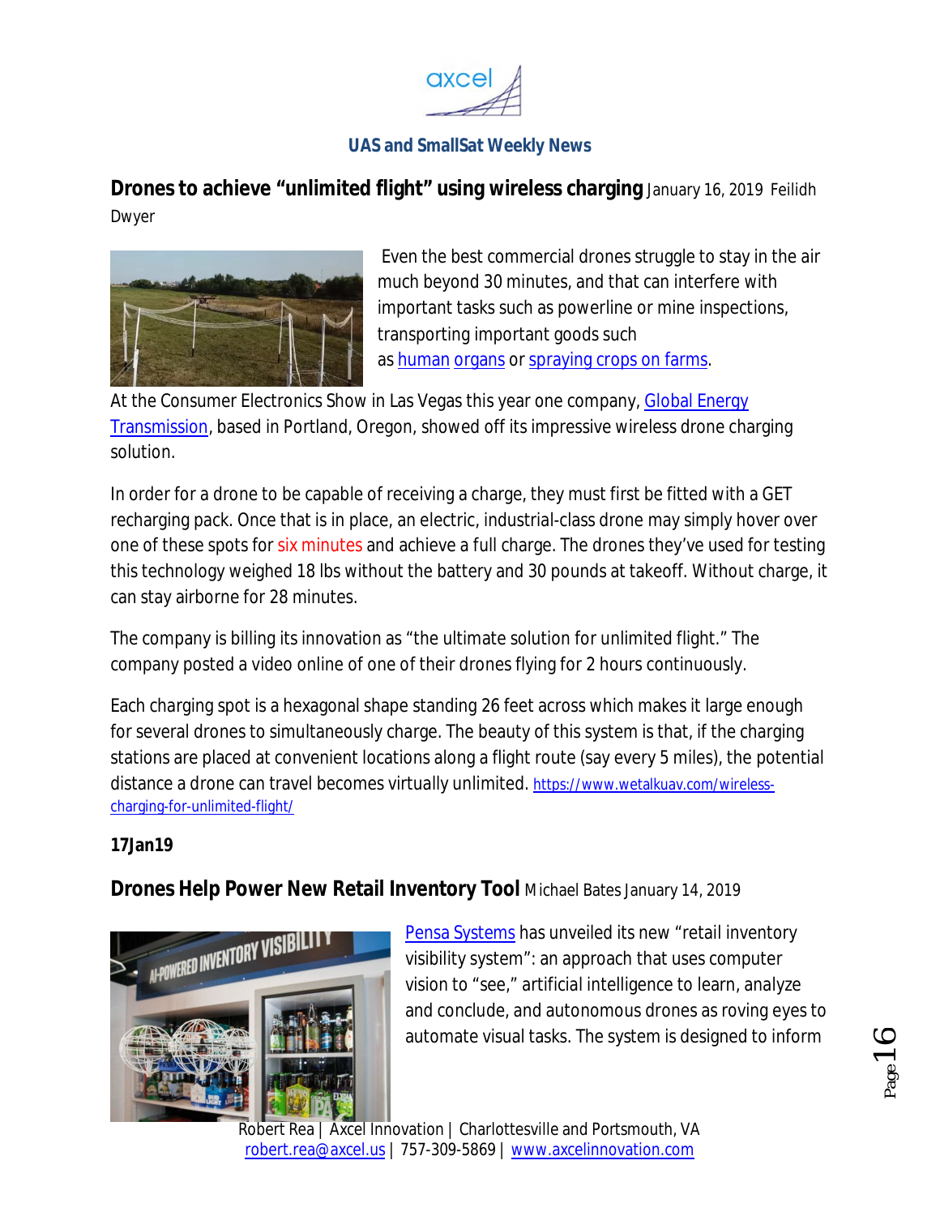**Drones to achieve "unlimited flight" using wireless charging** January 16, 2019 Feilidh Dwyer

Even the best commercial drones struggle to stay in the air much beyond 30 minutes, and that can interfere with important tasks such as powerline or mine inspections, transporting important goods such as human organs or spraying crops on farms.

At the Consumer Electronics Show in Las Vegas this year one company, Global Energy Transmission, based in Portland, Oregon, showed off its impressive wireless drone charging solution.

In order for a drone to be capable of receiving a charge, they must first be fitted with a GET recharging pack. Once that is in place, an electric, industrial-class drone may simply hover over one of these spots for six minutes and achieve a full charge. The drones they've used for testing this technology weighed 18 lbs without the battery and 30 pounds at takeoff. Without charge, it can stay airborne for 28 minutes.

The company is billing its innovation as "the ultimate solution for unlimited flight." The company posted a video online of one of their drones flying for 2 hours continuously.

Each charging spot is a hexagonal shape standing 26 feet across which makes it large enough for several drones to simultaneously charge. The beauty of this system is that, if the charging stations are placed at convenient locations along a flight route (say every 5 miles), the potential distance a drone can travel becomes virtually unlimited. https://www.wetalkuav.com/wireless-charging-for-unlimited-flight/

**17Jan19**

**Drones Help Power New Retail Inventory Tool** Michael Bates January 14, 2019

Pensa Systems has unveiled its new "retail inventory visibility system": an approach that uses computer vision to "see," artificial intelligence to learn, analyze and conclude, and autonomous drones as roving eyes to automate visual tasks. The system is designed to inform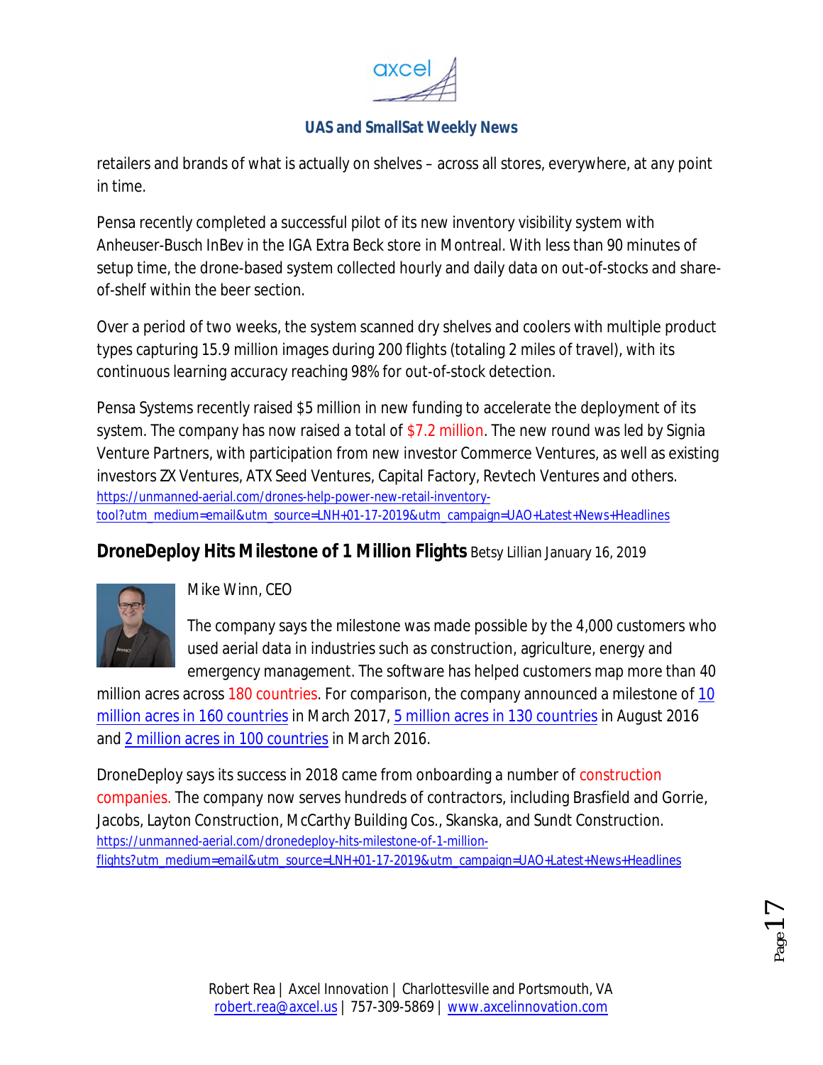retailers and brands of what is actually on shelves – across all stores, everywhere, at any point in time.

Pensa recently completed a successful pilot of its new inventory visibility system with Anheuser-Busch InBev in the IGA Extra Beck store in Montreal. With less than 90 minutes of setup time, the drone-based system collected hourly and daily data on out-of-stocks and share-of-shelf within the beer section.

Over a period of two weeks, the system scanned dry shelves and coolers with multiple product types capturing 15.9 million images during 200 flights (totaling 2 miles of travel), with its continuous learning accuracy reaching 98% for out-of-stock detection.

Pensa Systems recently raised $5 million in new funding to accelerate the deployment of its system. The company has now raised a total of $7.2 million. The new round was led by Signia Venture Partners, with participation from new investor Commerce Ventures, as well as existing investors ZX Ventures, ATX Seed Ventures, Capital Factory, Revtech Ventures and others.
https://unmanned-aerial.com/drones-help-power-new-retail-inventory-tool?utm_medium=email&utm_source=LNH+01-17-2019&utm_campaign=UAO+Latest+News+Headlines

## DroneDeploy Hits Milestone of 1 Million Flights

Betsy Lillian January 16, 2019

Mike Winn, CEO

The company says the milestone was made possible by the 4,000 customers who used aerial data in industries such as construction, agriculture, energy and emergency management. The software has helped customers map more than 40 million acres across 180 countries. For comparison, the company announced a milestone of 10 million acres in 160 countries in March 2017, 5 million acres in 130 countries in August 2016 and 2 million acres in 100 countries in March 2016.

DroneDeploy says its success in 2018 came from onboarding a number of construction companies. The company now serves hundreds of contractors, including Brasfield and Gorrie, Jacobs, Layton Construction, McCarthy Building Cos., Skanska, and Sundt Construction.
https://unmanned-aerial.com/dronedeploy-hits-milestone-of-1-million-flights?utm_medium=email&utm_source=LNH+01-17-2019&utm_campaign=UAO+Latest+News+Headlines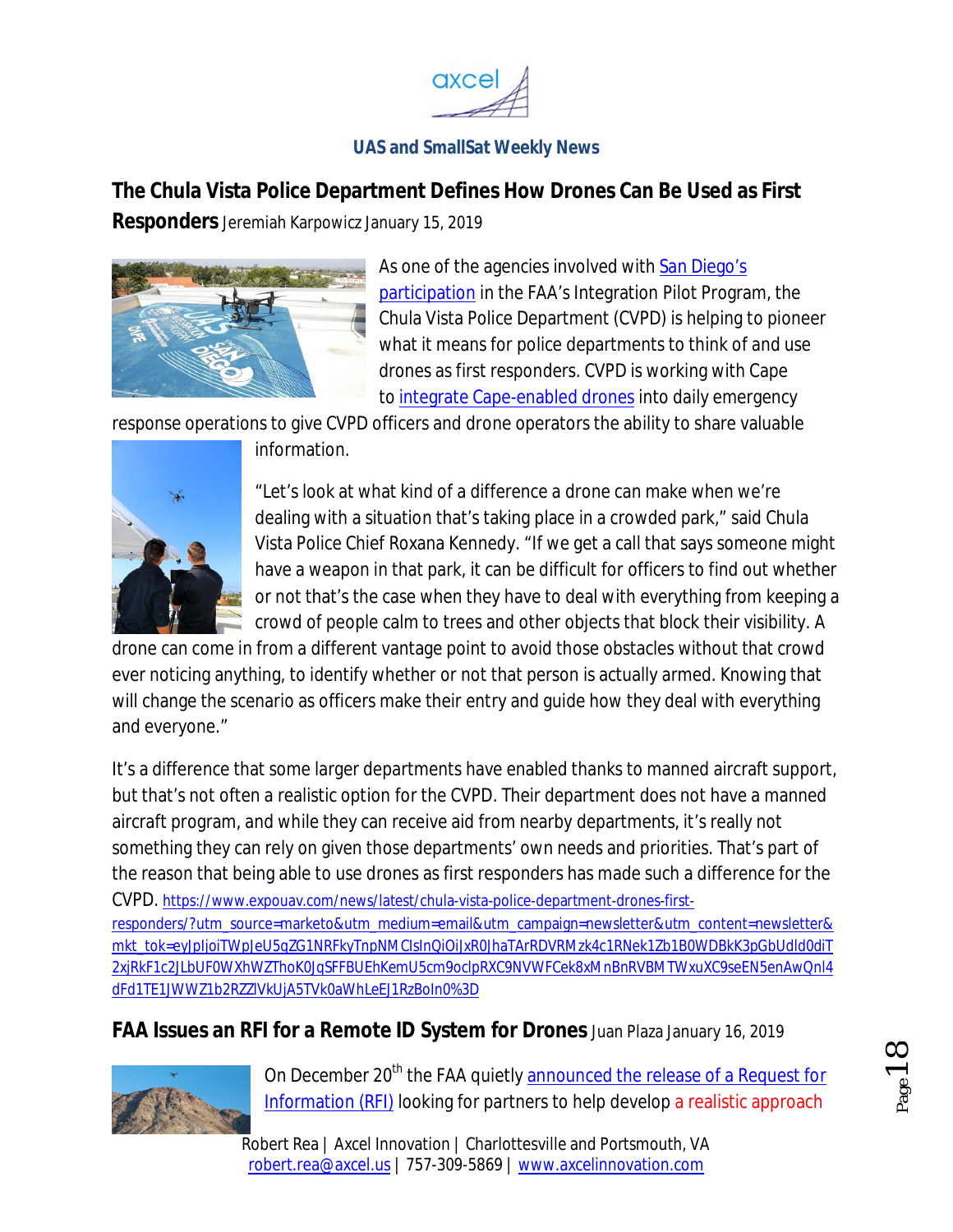## The Chula Vista Police Department Defines How Drones Can Be Used as First Responders

Jeremiah Karpowicz January 15, 2019

As one of the agencies involved with San Diego's participation in the FAA's Integration Pilot Program, the Chula Vista Police Department (CVPD) is helping to pioneer what it means for police departments to think of and use drones as first responders. CVPD is working with Cape to integrate Cape-enabled drones into daily emergency response operations to give CVPD officers and drone operators the ability to share valuable information.

"Let's look at what kind of a difference a drone can make when we're dealing with a situation that's taking place in a crowded park," said Chula Vista Police Chief Roxana Kennedy. "If we get a call that says someone might have a weapon in that park, it can be difficult for officers to find out whether or not that's the case when they have to deal with everything from keeping a crowd of people calm to trees and other objects that block their visibility. A drone can come in from a different vantage point to avoid those obstacles without that crowd ever noticing anything, to identify whether or not that person is actually armed. Knowing that will change the scenario as officers make their entry and guide how they deal with everything and everyone."

It's a difference that some larger departments have enabled thanks to manned aircraft support, but that's not often a realistic option for the CVPD. Their department does not have a manned aircraft program, and while they can receive aid from nearby departments, it's really not something they can rely on given those departments' own needs and priorities. That's part of the reason that being able to use drones as first responders has made such a difference for the CVPD. https://www.expouav.com/news/latest/chula-vista-police-department-drones-first-responders/?utm_source=marketo&utm_medium=email&utm_campaign=newsletter&utm_content=newsletter&mkt_tok=eyJpIjoiTWpJeU5qZG1NRFkyTnpNMCIsInQiOiJxR0JhaTArRDVRMzk4c1RNek1Zb1B0WDBkK3pGbUdld0diT2xjRkF1c2JLbUF0WXhWZThoK0JqSFFBUEhKemU5cm9oclpRXC9NVWFCek8xMnBnRVBMTWxuXC9seEN5enAwQnl4dFd1TE1JWWZ1b2RZZlVkUjA5TVk0aWhLeEJ1RzBoIn0%3D

## FAA Issues an RFI for a Remote ID System for Drones

Juan Plaza January 16, 2019

On December 20th the FAA quietly announced the release of a Request for Information (RFI) looking for partners to help develop a realistic approach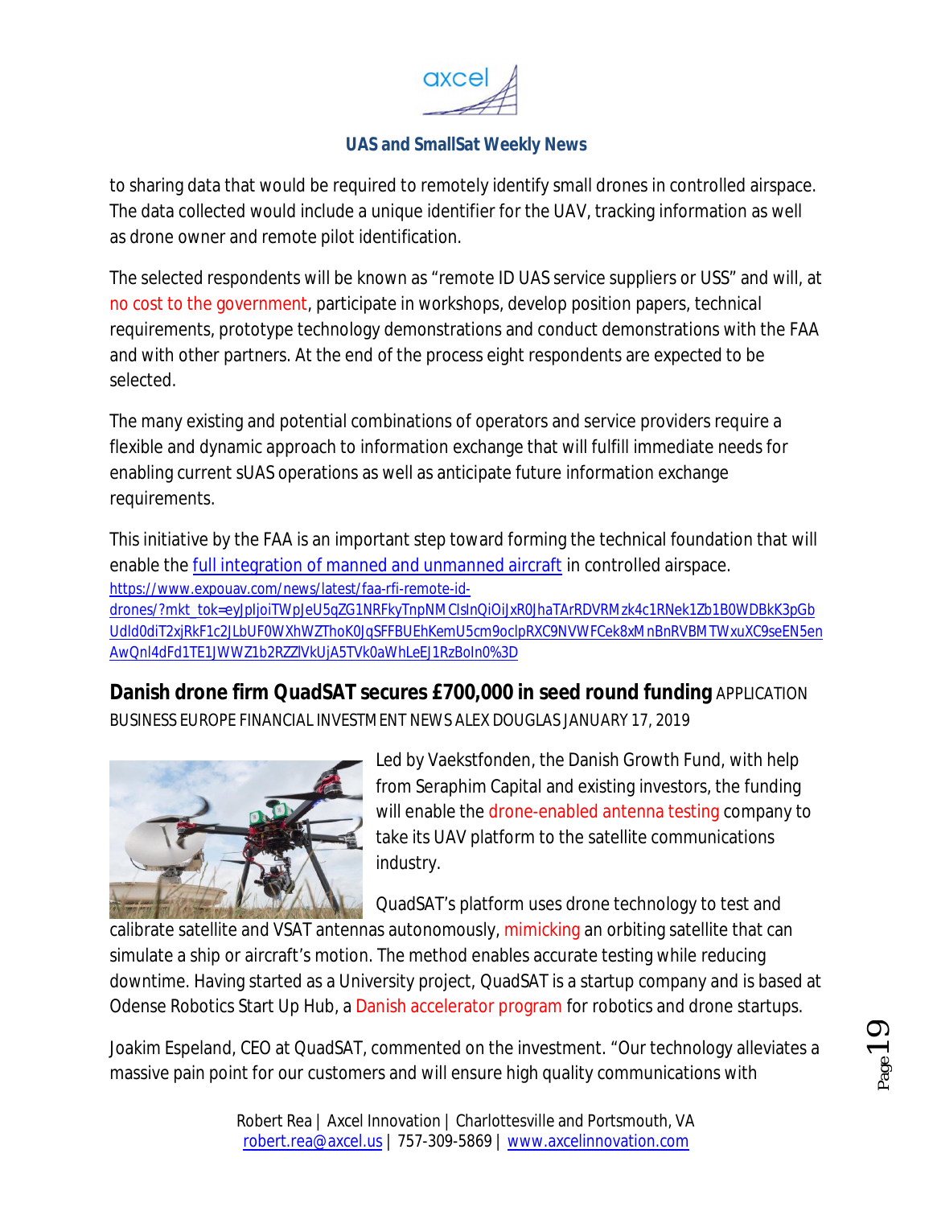to sharing data that would be required to remotely identify small drones in controlled airspace. The data collected would include a unique identifier for the UAV, tracking information as well as drone owner and remote pilot identification.

The selected respondents will be known as "remote ID UAS service suppliers or USS" and will, at no cost to the government, participate in workshops, develop position papers, technical requirements, prototype technology demonstrations and conduct demonstrations with the FAA and with other partners. At the end of the process eight respondents are expected to be selected.

The many existing and potential combinations of operators and service providers require a flexible and dynamic approach to information exchange that will fulfill immediate needs for enabling current sUAS operations as well as anticipate future information exchange requirements.

This initiative by the FAA is an important step toward forming the technical foundation that will enable the full integration of manned and unmanned aircraft in controlled airspace.
https://www.expouav.com/news/latest/faa-rfi-remote-id-drones/?mkt_tok=eyJpIjoiTWpJeU5qZG1NRFkyTnpNMCIsInQiOiJxR0JhaTArRDVRMzk4c1RNek1Zb1B0WDBkK3pGbUdld0diT2xjRkF1c2JLbUF0WXhWZThoK0JqSFFBUEhKemU5cm9oclpRXC9NVWFCek8xMnBnRVBMTWxuXC9seEN5enAwQnl4dFd1TE1JWWZ1b2RZZlVkUjA5TVk0aWhLeEJ1RzBoIn0%3D

## Danish drone firm QuadSAT secures £700,000 in seed round funding

APPLICATION BUSINESS EUROPE FINANCIAL INVESTMENT NEWS ALEX DOUGLAS JANUARY 17, 2019

Led by Vaekstfonden, the Danish Growth Fund, with help from Seraphim Capital and existing investors, the funding will enable the drone-enabled antenna testing company to take its UAV platform to the satellite communications industry.

QuadSAT's platform uses drone technology to test and calibrate satellite and VSAT antennas autonomously, mimicking an orbiting satellite that can simulate a ship or aircraft's motion. The method enables accurate testing while reducing downtime. Having started as a University project, QuadSAT is a startup company and is based at Odense Robotics Start Up Hub, a Danish accelerator program for robotics and drone startups.

Joakim Espeland, CEO at QuadSAT, commented on the investment. "Our technology alleviates a massive pain point for our customers and will ensure high quality communications with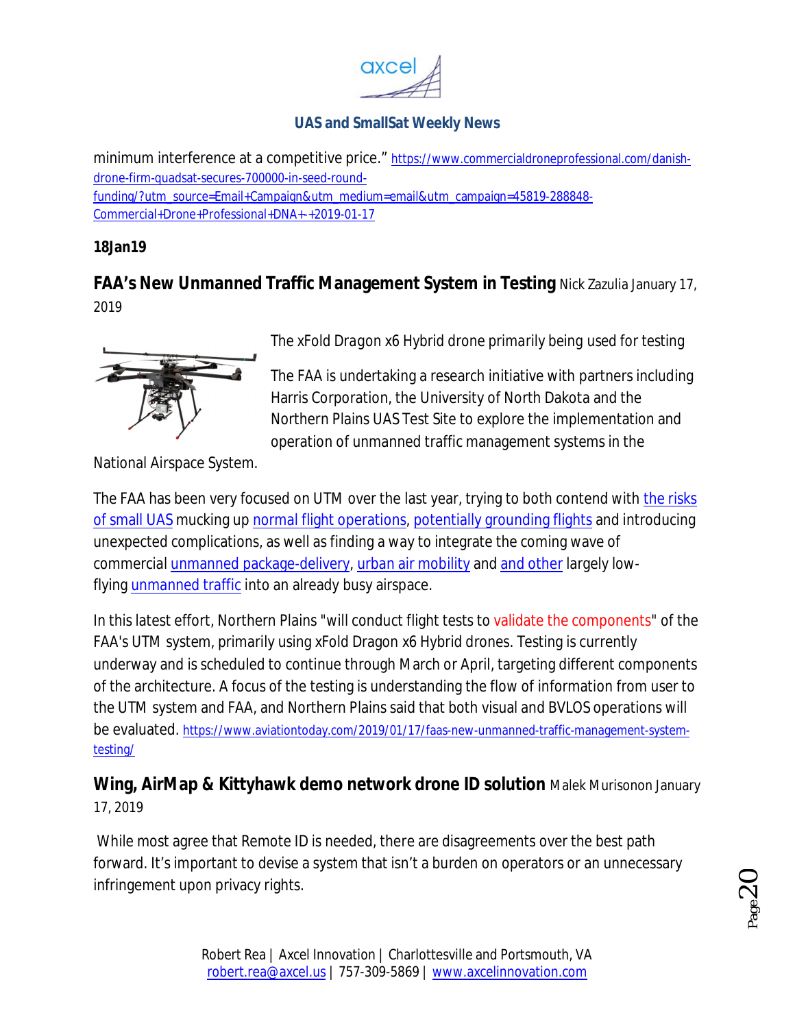minimum interference at a competitive price." https://www.commercialdroneprofessional.com/danish-drone-firm-quadsat-secures-700000-in-seed-round-funding/?utm_source=Email+Campaign&utm_medium=email&utm_campaign=45819-288848-Commercial+Drone+Professional+DNA+-+2019-01-17

**18Jan19**

## FAA's New Unmanned Traffic Management System in Testing

Nick Zazulia January 17, 2019

*The xFold Dragon x6 Hybrid drone primarily being used for testing*

The FAA is undertaking a research initiative with partners including Harris Corporation, the University of North Dakota and the Northern Plains UAS Test Site to explore the implementation and operation of unmanned traffic management systems in the National Airspace System.

The FAA has been very focused on UTM over the last year, trying to both contend with the risks of small UAS mucking up normal flight operations, potentially grounding flights and introducing unexpected complications, as well as finding a way to integrate the coming wave of commercial unmanned package-delivery, urban air mobility and and other largely low-flying unmanned traffic into an already busy airspace.

In this latest effort, Northern Plains "will conduct flight tests to validate the components" of the FAA's UTM system, primarily using xFold Dragon x6 Hybrid drones. Testing is currently underway and is scheduled to continue through March or April, targeting different components of the architecture. A focus of the testing is understanding the flow of information from user to the UTM system and FAA, and Northern Plains said that both visual and BVLOS operations will be evaluated. https://www.aviationtoday.com/2019/01/17/faas-new-unmanned-traffic-management-system-testing/

## Wing, AirMap & Kittyhawk demo network drone ID solution

Malek Murisonon January 17, 2019

While most agree that Remote ID is needed, there are disagreements over the best path forward. It's important to devise a system that isn't a burden on operators or an unnecessary infringement upon privacy rights.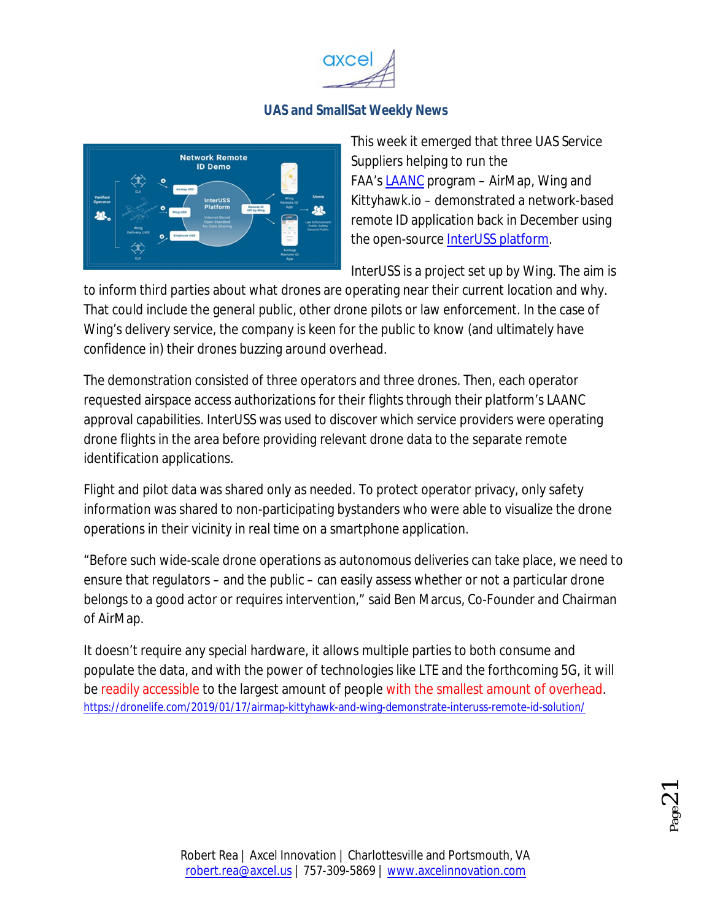axcel

**UAS and SmallSat Weekly News**

This week it emerged that three UAS Service Suppliers helping to run the FAA's LAANC program – AirMap, Wing and Kittyhawk.io – demonstrated a network-based remote ID application back in December using the open-source InterUSS platform.

InterUSS is a project set up by Wing. The aim is to inform third parties about what drones are operating near their current location and why. That could include the general public, other drone pilots or law enforcement. In the case of Wing's delivery service, the company is keen for the public to know (and ultimately have confidence in) their drones buzzing around overhead.

The demonstration consisted of three operators and three drones. Then, each operator requested airspace access authorizations for their flights through their platform's LAANC approval capabilities. InterUSS was used to discover which service providers were operating drone flights in the area before providing relevant drone data to the separate remote identification applications.

Flight and pilot data was shared only as needed. To protect operator privacy, only safety information was shared to non-participating bystanders who were able to visualize the drone operations in their vicinity in real time on a smartphone application.

"Before such wide-scale drone operations as autonomous deliveries can take place, we need to ensure that regulators – and the public – can easily assess whether or not a particular drone belongs to a good actor or requires intervention," said Ben Marcus, Co-Founder and Chairman of AirMap.

It doesn't require any special hardware, it allows multiple parties to both consume and populate the data, and with the power of technologies like LTE and the forthcoming 5G, it will be readily accessible to the largest amount of people with the smallest amount of overhead.
https://dronelife.com/2019/01/17/airmap-kittyhawk-and-wing-demonstrate-interuss-remote-id-solution/

Robert Rea | Axcel Innovation | Charlottesville and Portsmouth, VA
robert.rea@axcel.us | 757-309-5869 | www.axcelinnovation.com